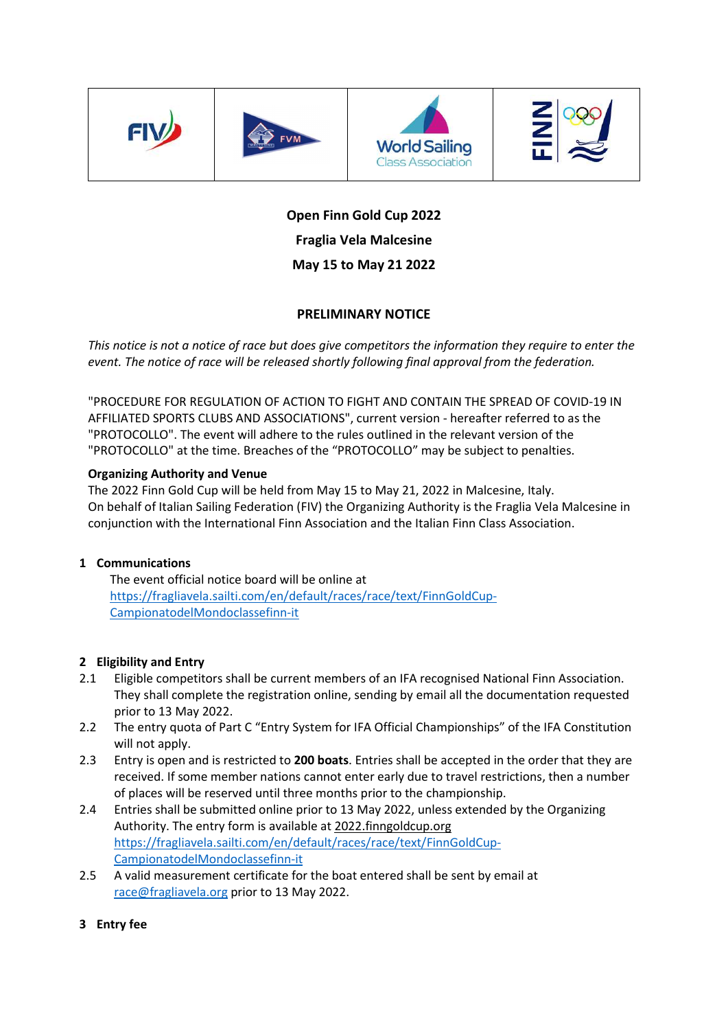**Open Finn Gold Cup 2022**

**Fraglia Vela Malcesine**

**May 15 to May 21 2022**

**PRELIMINARY NOTICE**

*This notice is not a notice of race but does give competitors the information they require to enter the event. The notice of race will be released shortly following final approval from the federation.*

"PROCEDURE FOR REGULATION OF ACTION TO FIGHT AND CONTAIN THE SPREAD OF COVID-19 IN AFFILIATED SPORTS CLUBS AND ASSOCIATIONS", current version - hereafter referred to as the "PROTOCOLLO". The event will adhere to the rules outlined in the relevant version of the "PROTOCOLLO" at the time. Breaches of the "PROTOCOLLO" may be subject to penalties.

**Organizing Authority and Venue**

The 2022 Finn Gold Cup will be held from May 15 to May 21, 2022 in Malcesine, Italy.
On behalf of Italian Sailing Federation (FIV) the Organizing Authority is the Fraglia Vela Malcesine in conjunction with the International Finn Association and the Italian Finn Class Association.

## 1 Communications

The event official notice board will be online at
https://fragliavela.sailti.com/en/default/races/race/text/FinnGoldCup-CampionatodelMondoclassefinn-it

## 2 Eligibility and Entry

2.1 Eligible competitors shall be current members of an IFA recognised National Finn Association. They shall complete the registration online, sending by email all the documentation requested prior to 13 May 2022.

2.2 The entry quota of Part C "Entry System for IFA Official Championships" of the IFA Constitution will not apply.

2.3 Entry is open and is restricted to **200 boats**. Entries shall be accepted in the order that they are received. If some member nations cannot enter early due to travel restrictions, then a number of places will be reserved until three months prior to the championship.

2.4 Entries shall be submitted online prior to 13 May 2022, unless extended by the Organizing Authority. The entry form is available at 2022.finngoldcup.org
https://fragliavela.sailti.com/en/default/races/race/text/FinnGoldCup-CampionatodelMondoclassefinn-it

2.5 A valid measurement certificate for the boat entered shall be sent by email at race@fragliavela.org prior to 13 May 2022.

## 3 Entry fee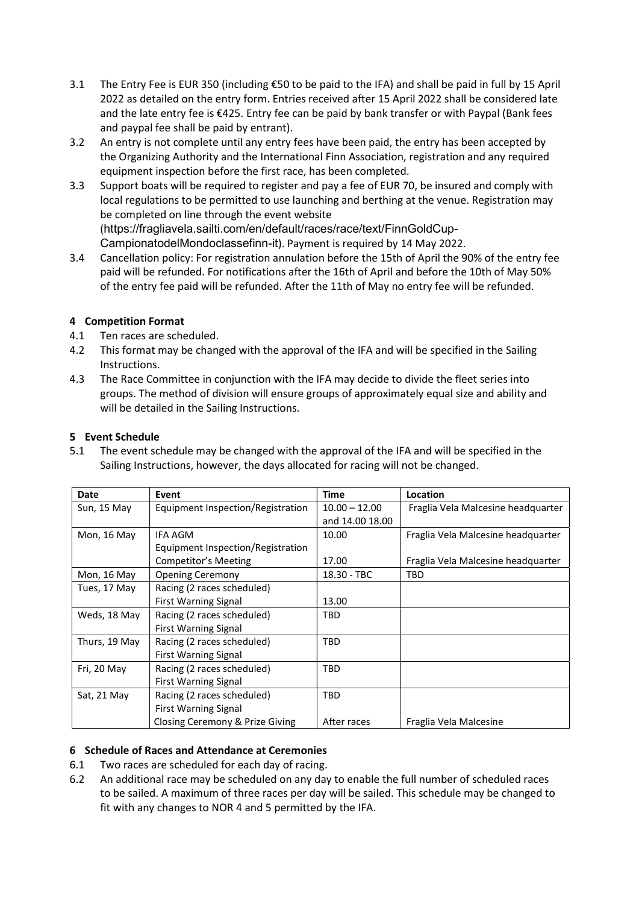3.1 The Entry Fee is EUR 350 (including €50 to be paid to the IFA) and shall be paid in full by 15 April 2022 as detailed on the entry form. Entries received after 15 April 2022 shall be considered late and the late entry fee is €425. Entry fee can be paid by bank transfer or with Paypal (Bank fees and paypal fee shall be paid by entrant).

3.2 An entry is not complete until any entry fees have been paid, the entry has been accepted by the Organizing Authority and the International Finn Association, registration and any required equipment inspection before the first race, has been completed.

3.3 Support boats will be required to register and pay a fee of EUR 70, be insured and comply with local regulations to be permitted to use launching and berthing at the venue. Registration may be completed on line through the event website (https://fragliavela.sailti.com/en/default/races/race/text/FinnGoldCup-CampionatodelMondoclassefinn-it). Payment is required by 14 May 2022.

3.4 Cancellation policy: For registration annulation before the 15th of April the 90% of the entry fee paid will be refunded. For notifications after the 16th of April and before the 10th of May 50% of the entry fee paid will be refunded. After the 11th of May no entry fee will be refunded.

## 4 Competition Format

4.1 Ten races are scheduled.

4.2 This format may be changed with the approval of the IFA and will be specified in the Sailing Instructions.

4.3 The Race Committee in conjunction with the IFA may decide to divide the fleet series into groups. The method of division will ensure groups of approximately equal size and ability and will be detailed in the Sailing Instructions.

## 5 Event Schedule

5.1 The event schedule may be changed with the approval of the IFA and will be specified in the Sailing Instructions, however, the days allocated for racing will not be changed.

| Date | Event | Time | Location |
|---|---|---|---|
| Sun, 15 May | Equipment Inspection/Registration | 10.00 – 12.00 and 14.00 18.00 | Fraglia Vela Malcesine headquarter |
| Mon, 16 May | IFA AGM<br>Equipment Inspection/Registration<br>Competitor's Meeting | 10.00<br><br>17.00 | Fraglia Vela Malcesine headquarter<br><br>Fraglia Vela Malcesine headquarter |
| Mon, 16 May | Opening Ceremony | 18.30 - TBC | TBD |
| Tues, 17 May | Racing (2 races scheduled)<br>First Warning Signal | 13.00 | |
| Weds, 18 May | Racing (2 races scheduled)<br>First Warning Signal | TBD | |
| Thurs, 19 May | Racing (2 races scheduled)<br>First Warning Signal | TBD | |
| Fri, 20 May | Racing (2 races scheduled)<br>First Warning Signal | TBD | |
| Sat, 21 May | Racing (2 races scheduled)<br>First Warning Signal<br>Closing Ceremony & Prize Giving | TBD<br><br>After races | <br><br>Fraglia Vela Malcesine |

## 6 Schedule of Races and Attendance at Ceremonies

6.1 Two races are scheduled for each day of racing.

6.2 An additional race may be scheduled on any day to enable the full number of scheduled races to be sailed. A maximum of three races per day will be sailed. This schedule may be changed to fit with any changes to NOR 4 and 5 permitted by the IFA.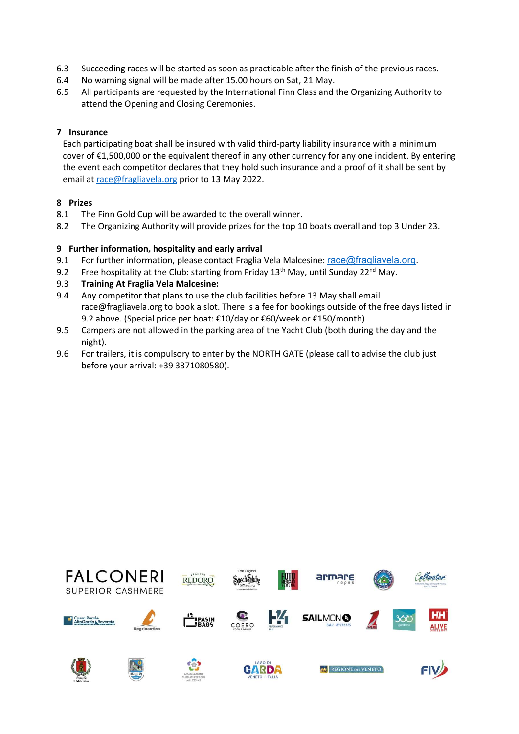6.3 Succeeding races will be started as soon as practicable after the finish of the previous races.

6.4 No warning signal will be made after 15.00 hours on Sat, 21 May.

6.5 All participants are requested by the International Finn Class and the Organizing Authority to attend the Opening and Closing Ceremonies.

## 7 Insurance

Each participating boat shall be insured with valid third-party liability insurance with a minimum cover of €1,500,000 or the equivalent thereof in any other currency for any one incident. By entering the event each competitor declares that they hold such insurance and a proof of it shall be sent by email at race@fragliavela.org prior to 13 May 2022.

## 8 Prizes

8.1 The Finn Gold Cup will be awarded to the overall winner.

8.2 The Organizing Authority will provide prizes for the top 10 boats overall and top 3 Under 23.

## 9 Further information, hospitality and early arrival

9.1 For further information, please contact Fraglia Vela Malcesine: race@fragliavela.org.

9.2 Free hospitality at the Club: starting from Friday 13th May, until Sunday 22nd May.

9.3 **Training At Fraglia Vela Malcesine:**

9.4 Any competitor that plans to use the club facilities before 13 May shall email race@fragliavela.org to book a slot. There is a fee for bookings outside of the free days listed in 9.2 above. (Special price per boat: €10/day or €60/week or €150/month)

9.5 Campers are not allowed in the parking area of the Yacht Club (both during the day and the night).

9.6 For trailers, it is compulsory to enter by the NORTH GATE (please call to advise the club just before your arrival: +39 3371080580).